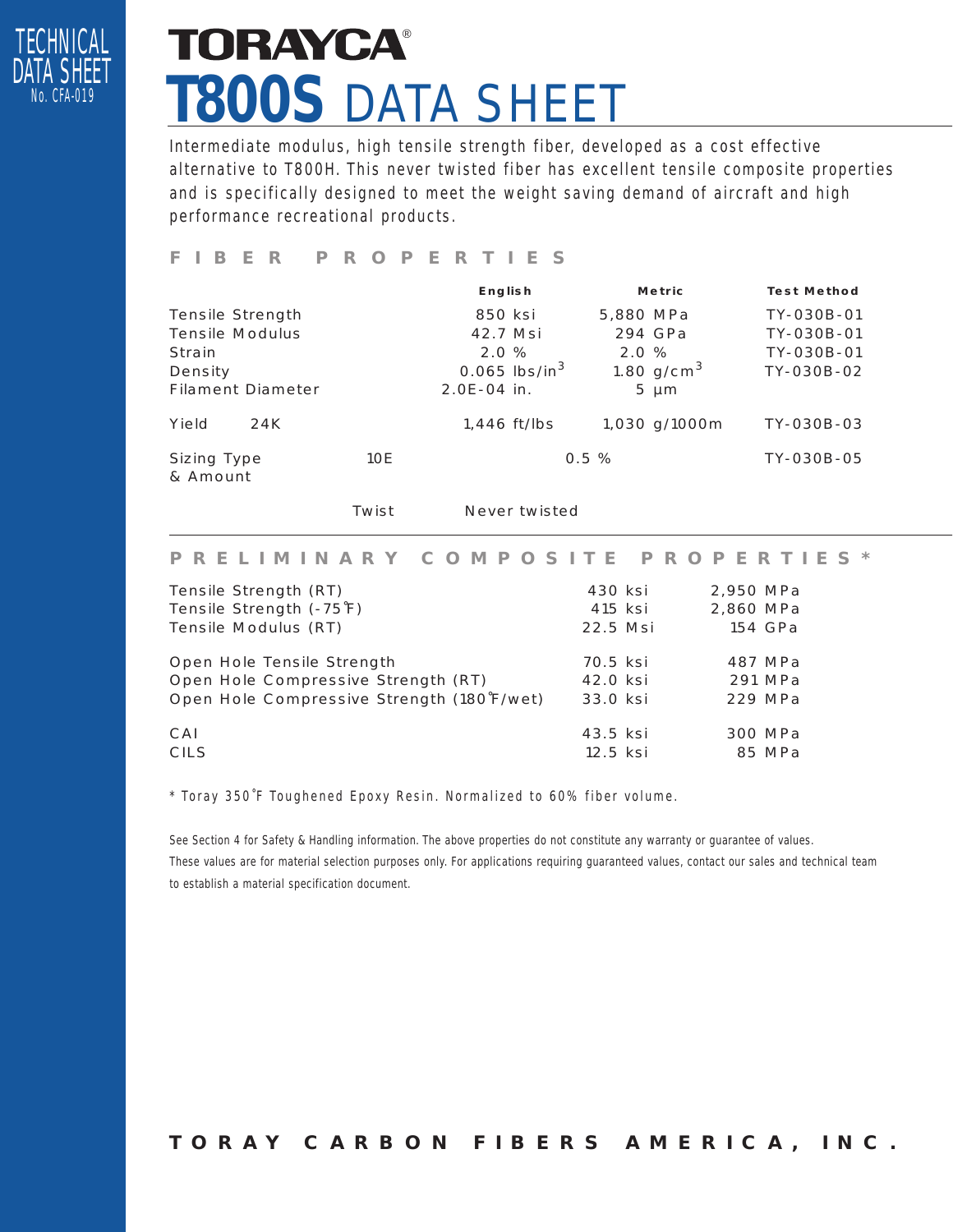TECHNICAL DATA SHEET
No. CFA-019

# TORAYCA®

# T800S DATA SHEET

Intermediate modulus, high tensile strength fiber, developed as a cost effective alternative to T800H. This never twisted fiber has excellent tensile composite properties and is specifically designed to meet the weight saving demand of aircraft and high performance recreational products.

## FIBER PROPERTIES

| | | English | Metric | Test Method |
|---|---|---|---|---|
| Tensile Strength | | 850 ksi | 5,880 MPa | TY-030B-01 |
| Tensile Modulus | | 42.7 Msi | 294 GPa | TY-030B-01 |
| Strain | | 2.0 % | 2.0 % | TY-030B-01 |
| Density | | 0.065 lbs/in$^3$ | 1.80 g/cm$^3$ | TY-030B-02 |
| Filament Diameter | | 2.0E-04 in. | 5 µm | |
| Yield 24K | | 1,446 ft/lbs | 1,030 g/1000m | TY-030B-03 |
| Sizing Type & Amount | 10E | 0.5 % | | TY-030B-05 |
| | Twist | Never twisted | | |

## PRELIMINARY COMPOSITE PROPERTIES *

| | | |
|---|---|---|
| Tensile Strength (RT) | 430 ksi | 2,950 MPa |
| Tensile Strength (-75˚F) | 415 ksi | 2,860 MPa |
| Tensile Modulus (RT) | 22.5 Msi | 154 GPa |
| Open Hole Tensile Strength | 70.5 ksi | 487 MPa |
| Open Hole Compressive Strength (RT) | 42.0 ksi | 291 MPa |
| Open Hole Compressive Strength (180˚F/wet) | 33.0 ksi | 229 MPa |
| CAI | 43.5 ksi | 300 MPa |
| CILS | 12.5 ksi | 85 MPa |

* Toray 350˚F Toughened Epoxy Resin. Normalized to 60% fiber volume.

See Section 4 for Safety & Handling information. The above properties do not constitute any warranty or guarantee of values. These values are for material selection purposes only. For applications requiring guaranteed values, contact our sales and technical team to establish a material specification document.

**TORAY CARBON FIBERS AMERICA, INC.**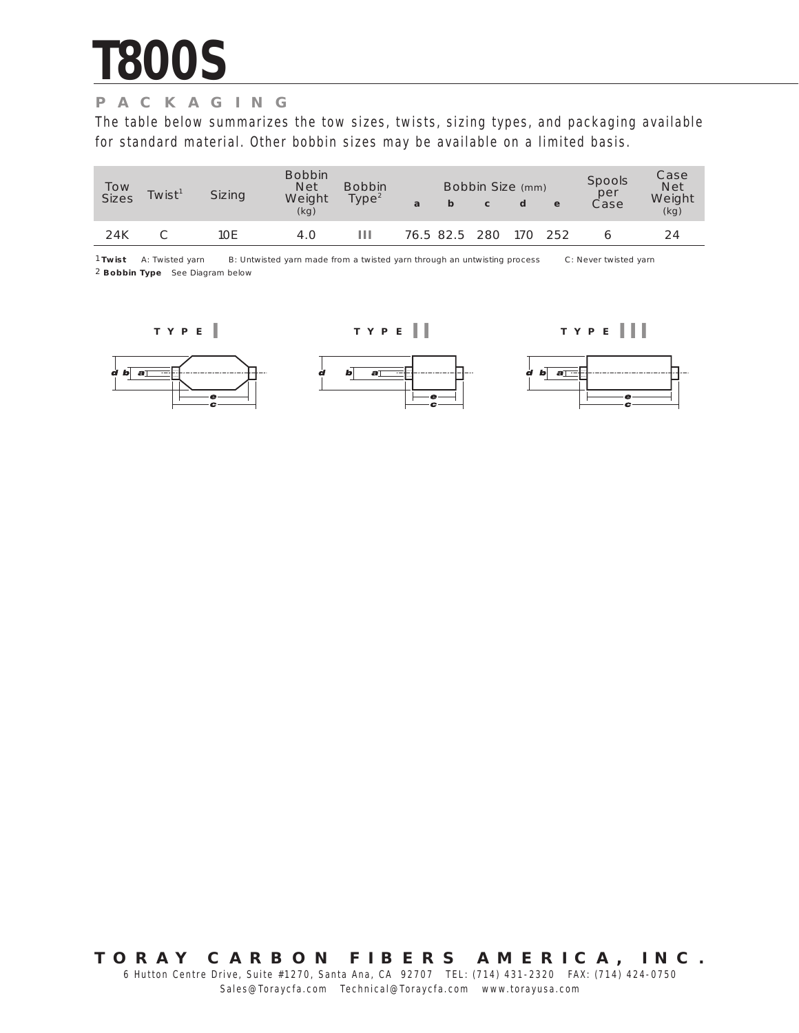# T800S

## PACKAGING

The table below summarizes the tow sizes, twists, sizing types, and packaging available for standard material. Other bobbin sizes may be available on a limited basis.

| Tow Sizes | Twist[1] | Sizing | Bobbin Net Weight (kg) | Bobbin Type[2] | Bobbin Size (mm) | | | | | Spools per Case | Case Net Weight (kg) |
|---|---|---|---|---|---|---|---|---|---|---|---|
| | | | | | a | b | c | d | e | | |
| 24K | C | 10E | 4.0 | III | 76.5 | 82.5 | 280 | 170 | 252 | 6 | 24 |

1 **Twist** A: Twisted yarn B: Untwisted yarn made from a twisted yarn through an untwisting process C: Never twisted yarn

2 **Bobbin Type** See Diagram below

TYPE I

d b a e c

TYPE II

d b a e c

TYPE III

d b a e c

**TORAY CARBON FIBERS AMERICA, INC.**

6 Hutton Centre Drive, Suite #1270, Santa Ana, CA 92707 TEL: (714) 431-2320 FAX: (714) 424-0750

Sales@Toraycfa.com Technical@Toraycfa.com www.torayusa.com